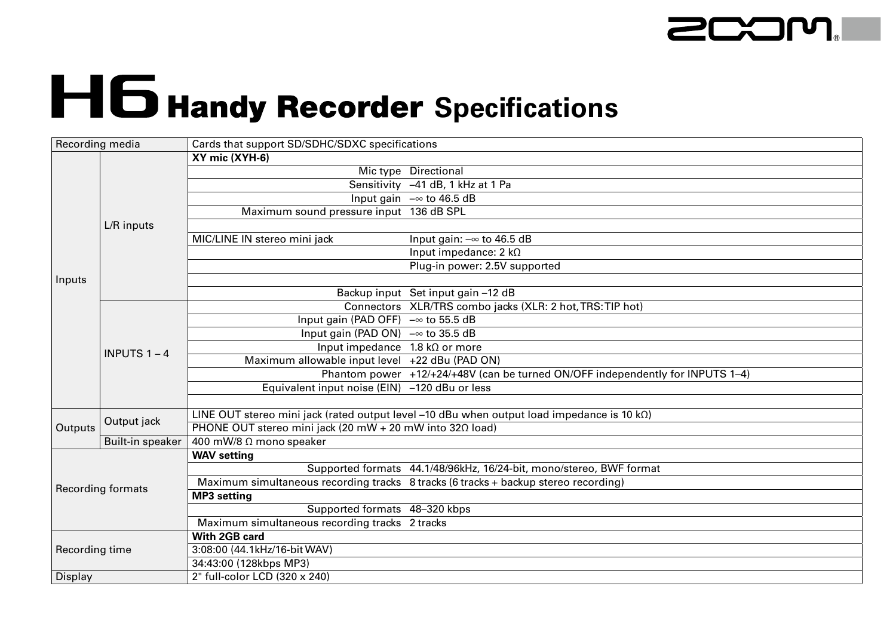# H6 Handy Recorder Specifications

| | | | |
|---|---|---|---|
| Recording media | | Cards that support SD/SDHC/SDXC specifications | |
| Inputs | L/R inputs | **XY mic (XYH-6)** | |
| | | Mic type | Directional |
| | | Sensitivity | –41 dB, 1 kHz at 1 Pa |
| | | Input gain | –∞ to 46.5 dB |
| | | Maximum sound pressure input | 136 dB SPL |
| | | | |
| | | MIC/LINE IN stereo mini jack | Input gain: –∞ to 46.5 dB |
| | | | Input impedance: 2 kΩ |
| | | | Plug-in power: 2.5V supported |
| | | | |
| | | Backup input | Set input gain –12 dB |
| | INPUTS 1 – 4 | Connectors | XLR/TRS combo jacks (XLR: 2 hot, TRS: TIP hot) |
| | | Input gain (PAD OFF) | –∞ to 55.5 dB |
| | | Input gain (PAD ON) | –∞ to 35.5 dB |
| | | Input impedance | 1.8 kΩ or more |
| | | Maximum allowable input level | +22 dBu (PAD ON) |
| | | Phantom power | +12/+24/+48V (can be turned ON/OFF independently for INPUTS 1–4) |
| | | Equivalent input noise (EIN) | –120 dBu or less |
| | | | |
| Outputs | Output jack | LINE OUT stereo mini jack (rated output level –10 dBu when output load impedance is 10 kΩ) | |
| | | PHONE OUT stereo mini jack (20 mW + 20 mW into 32Ω load) | |
| | Built-in speaker | 400 mW/8 Ω mono speaker | |
| Recording formats | | **WAV setting** | |
| | | Supported formats | 44.1/48/96kHz, 16/24-bit, mono/stereo, BWF format |
| | | Maximum simultaneous recording tracks | 8 tracks (6 tracks + backup stereo recording) |
| | | **MP3 setting** | |
| | | Supported formats | 48–320 kbps |
| | | Maximum simultaneous recording tracks | 2 tracks |
| Recording time | | **With 2GB card** | |
| | | 3:08:00 (44.1kHz/16-bit WAV) | |
| | | 34:43:00 (128kbps MP3) | |
| Display | | 2" full-color LCD (320 x 240) | |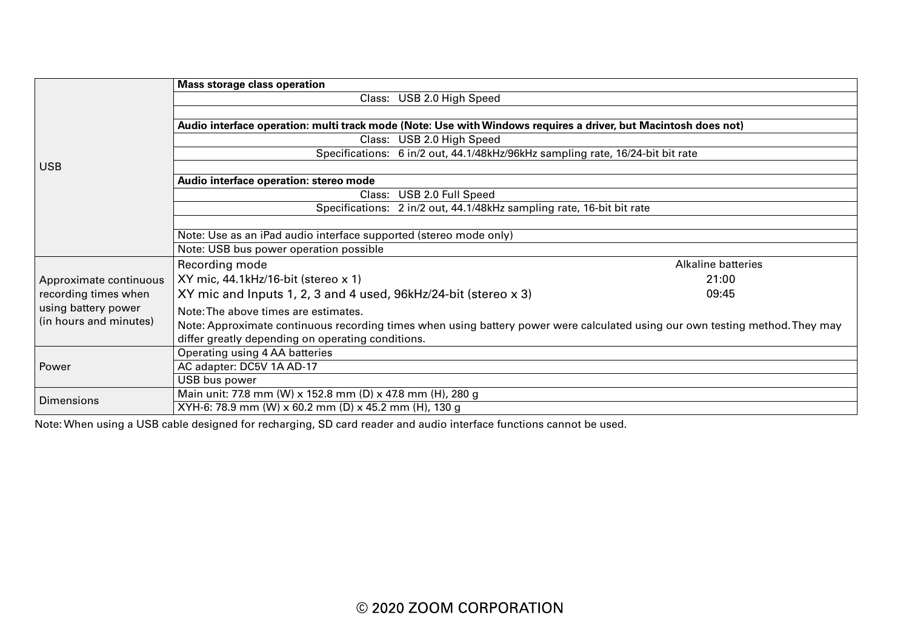| | |
|---|---|
| USB | **Mass storage class operation** |
| | Class: USB 2.0 High Speed |
| | |
| | **Audio interface operation: multi track mode (Note: Use with Windows requires a driver, but Macintosh does not)** |
| | Class: USB 2.0 High Speed |
| | Specifications: 6 in/2 out, 44.1/48kHz/96kHz sampling rate, 16/24-bit bit rate |
| | |
| | **Audio interface operation: stereo mode** |
| | Class: USB 2.0 Full Speed |
| | Specifications: 2 in/2 out, 44.1/48kHz sampling rate, 16-bit bit rate |
| | |
| | Note: Use as an iPad audio interface supported (stereo mode only) |
| | Note: USB bus power operation possible |
| Approximate continuous recording times when using battery power (in hours and minutes) | Recording mode — Alkaline batteries<br>XY mic, 44.1kHz/16-bit (stereo x 1) — 21:00<br>XY mic and Inputs 1, 2, 3 and 4 used, 96kHz/24-bit (stereo x 3) — 09:45<br>Note: The above times are estimates.<br>Note: Approximate continuous recording times when using battery power were calculated using our own testing method. They may differ greatly depending on operating conditions. |
| Power | Operating using 4 AA batteries |
| | AC adapter: DC5V 1A AD-17 |
| | USB bus power |
| Dimensions | Main unit: 77.8 mm (W) x 152.8 mm (D) x 47.8 mm (H), 280 g |
| | XYH-6: 78.9 mm (W) x 60.2 mm (D) x 45.2 mm (H), 130 g |

Note: When using a USB cable designed for recharging, SD card reader and audio interface functions cannot be used.

© 2020 ZOOM CORPORATION